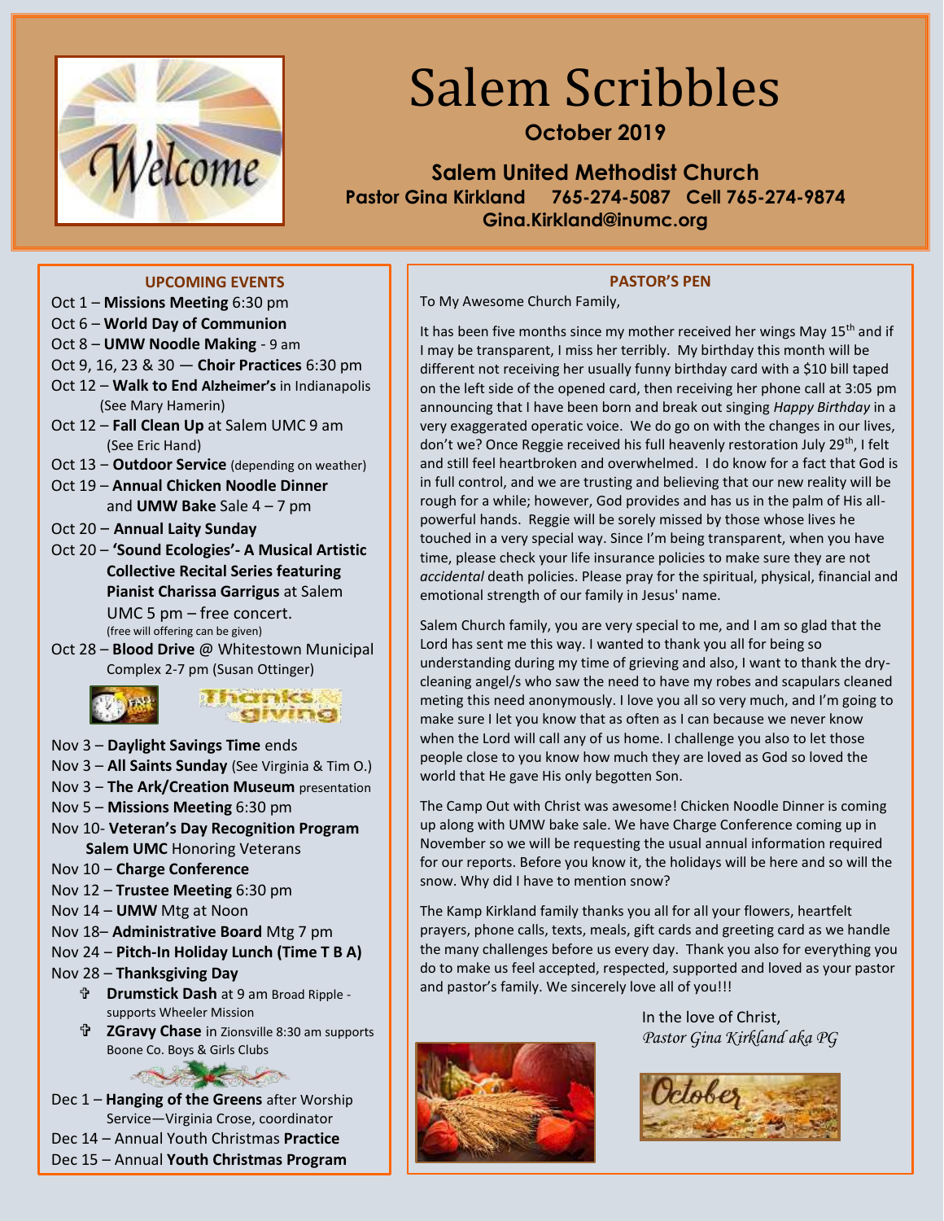# Salem Scribbles

**October 2019**

**Salem United Methodist Church**
**Pastor Gina Kirkland 765-274-5087 Cell 765-274-9874**
**Gina.Kirkland@inumc.org**

## UPCOMING EVENTS

Oct 1 – **Missions Meeting** 6:30 pm
Oct 6 – **World Day of Communion**
Oct 8 – **UMW Noodle Making** - 9 am
Oct 9, 16, 23 & 30 — **Choir Practices** 6:30 pm
Oct 12 – **Walk to End Alzheimer's** in Indianapolis (See Mary Hamerin)
Oct 12 – **Fall Clean Up** at Salem UMC 9 am (See Eric Hand)
Oct 13 – **Outdoor Service** (depending on weather)
Oct 19 – **Annual Chicken Noodle Dinner** and **UMW Bake** Sale 4 – 7 pm
Oct 20 – **Annual Laity Sunday**
Oct 20 – **'Sound Ecologies'- A Musical Artistic Collective Recital Series featuring Pianist Charissa Garrigus** at Salem UMC 5 pm – free concert. (free will offering can be given)
Oct 28 – **Blood Drive** @ Whitestown Municipal Complex 2-7 pm (Susan Ottinger)

Nov 3 – **Daylight Savings Time** ends
Nov 3 – **All Saints Sunday** (See Virginia & Tim O.)
Nov 3 – **The Ark/Creation Museum** presentation
Nov 5 – **Missions Meeting** 6:30 pm
Nov 10- **Veteran's Day Recognition Program Salem UMC** Honoring Veterans
Nov 10 – **Charge Conference**
Nov 12 – **Trustee Meeting** 6:30 pm
Nov 14 – **UMW** Mtg at Noon
Nov 18– **Administrative Board** Mtg 7 pm
Nov 24 – **Pitch-In Holiday Lunch (Time T B A)**
Nov 28 – **Thanksgiving Day**

- **Drumstick Dash** at 9 am Broad Ripple - supports Wheeler Mission
- **ZGravy Chase** in Zionsville 8:30 am supports Boone Co. Boys & Girls Clubs

Dec 1 – **Hanging of the Greens** after Worship Service—Virginia Crose, coordinator
Dec 14 – Annual Youth Christmas **Practice**
Dec 15 – Annual **Youth Christmas Program**

## PASTOR'S PEN

To My Awesome Church Family,

It has been five months since my mother received her wings May 15th and if I may be transparent, I miss her terribly. My birthday this month will be different not receiving her usually funny birthday card with a $10 bill taped on the left side of the opened card, then receiving her phone call at 3:05 pm announcing that I have been born and break out singing *Happy Birthday* in a very exaggerated operatic voice. We do go on with the changes in our lives, don't we? Once Reggie received his full heavenly restoration July 29th, I felt and still feel heartbroken and overwhelmed. I do know for a fact that God is in full control, and we are trusting and believing that our new reality will be rough for a while; however, God provides and has us in the palm of His all-powerful hands. Reggie will be sorely missed by those whose lives he touched in a very special way. Since I'm being transparent, when you have time, please check your life insurance policies to make sure they are not *accidental* death policies. Please pray for the spiritual, physical, financial and emotional strength of our family in Jesus' name.

Salem Church family, you are very special to me, and I am so glad that the Lord has sent me this way. I wanted to thank you all for being so understanding during my time of grieving and also, I want to thank the dry-cleaning angel/s who saw the need to have my robes and scapulars cleaned meting this need anonymously. I love you all so very much, and I'm going to make sure I let you know that as often as I can because we never know when the Lord will call any of us home. I challenge you also to let those people close to you know how much they are loved as God so loved the world that He gave His only begotten Son.

The Camp Out with Christ was awesome! Chicken Noodle Dinner is coming up along with UMW bake sale. We have Charge Conference coming up in November so we will be requesting the usual annual information required for our reports. Before you know it, the holidays will be here and so will the snow. Why did I have to mention snow?

The Kamp Kirkland family thanks you all for all your flowers, heartfelt prayers, phone calls, texts, meals, gift cards and greeting card as we handle the many challenges before us every day. Thank you also for everything you do to make us feel accepted, respected, supported and loved as your pastor and pastor's family. We sincerely love all of you!!!

In the love of Christ,
*Pastor Gina Kirkland aka PG*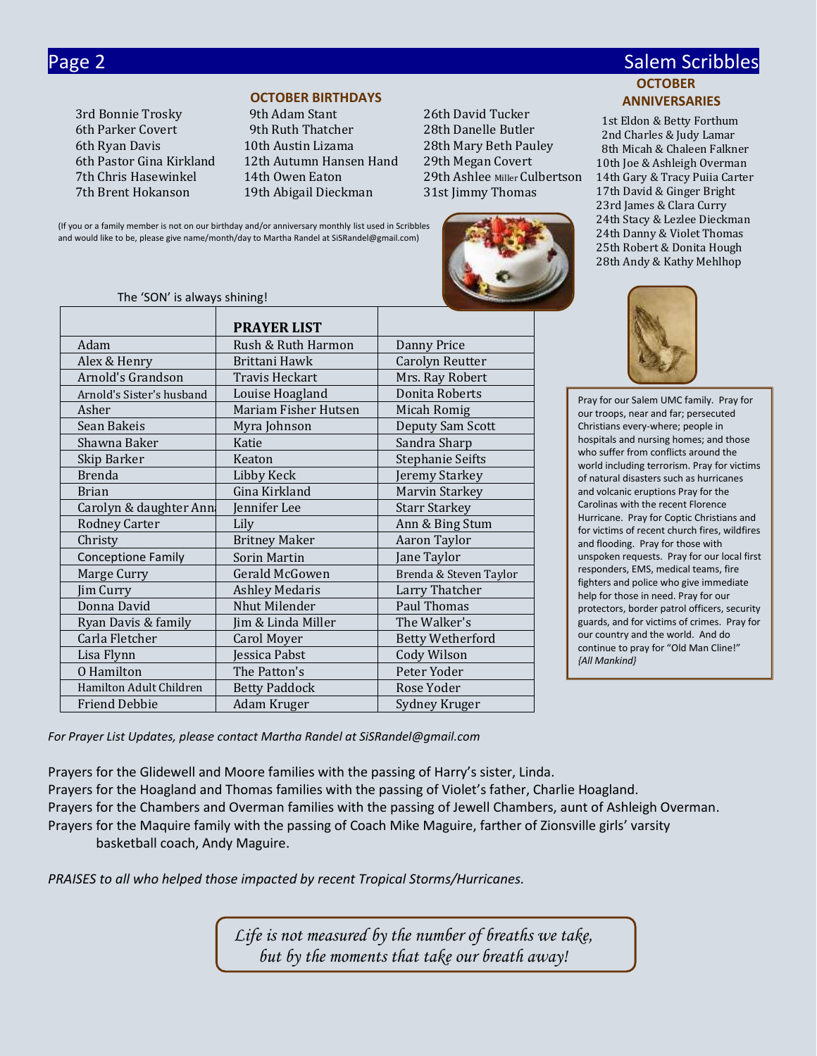## OCTOBER BIRTHDAYS

3rd Bonnie Trosky
6th Parker Covert
6th Ryan Davis
6th Pastor Gina Kirkland
7th Chris Hasewinkel
7th Brent Hokanson
9th Adam Stant
9th Ruth Thatcher
10th Austin Lizama
12th Autumn Hansen Hand
14th Owen Eaton
19th Abigail Dieckman
26th David Tucker
28th Danelle Butler
28th Mary Beth Pauley
29th Megan Covert
29th Ashlee Miller Culbertson
31st Jimmy Thomas

(If you or a family member is not on our birthday and/or anniversary monthly list used in Scribbles and would like to be, please give name/month/day to Martha Randel at SiSRandel@gmail.com)

## OCTOBER ANNIVERSARIES

1st Eldon & Betty Forthum
2nd Charles & Judy Lamar
8th Micah & Chaleen Falkner
10th Joe & Ashleigh Overman
14th Gary & Tracy Puiia Carter
17th David & Ginger Bright
23rd James & Clara Curry
24th Stacy & Lezlee Dieckman
24th Danny & Violet Thomas
25th Robert & Donita Hough
28th Andy & Kathy Mehlhop

The 'SON' is always shining!

| | PRAYER LIST | |
|---|---|---|
| Adam | Rush & Ruth Harmon | Danny Price |
| Alex & Henry | Brittani Hawk | Carolyn Reutter |
| Arnold's Grandson | Travis Heckart | Mrs. Ray Robert |
| Arnold's Sister's husband | Louise Hoagland | Donita Roberts |
| Asher | Mariam Fisher Hutsen | Micah Romig |
| Sean Bakeis | Myra Johnson | Deputy Sam Scott |
| Shawna Baker | Katie | Sandra Sharp |
| Skip Barker | Keaton | Stephanie Seifts |
| Brenda | Libby Keck | Jeremy Starkey |
| Brian | Gina Kirkland | Marvin Starkey |
| Carolyn & daughter Ann | Jennifer Lee | Starr Starkey |
| Rodney Carter | Lily | Ann & Bing Stum |
| Christy | Britney Maker | Aaron Taylor |
| Conceptione Family | Sorin Martin | Jane Taylor |
| Marge Curry | Gerald McGowen | Brenda & Steven Taylor |
| Jim Curry | Ashley Medaris | Larry Thatcher |
| Donna David | Nhut Milender | Paul Thomas |
| Ryan Davis & family | Jim & Linda Miller | The Walker's |
| Carla Fletcher | Carol Moyer | Betty Wetherford |
| Lisa Flynn | Jessica Pabst | Cody Wilson |
| O Hamilton | The Patton's | Peter Yoder |
| Hamilton Adult Children | Betty Paddock | Rose Yoder |
| Friend Debbie | Adam Kruger | Sydney Kruger |

Pray for our Salem UMC family. Pray for our troops, near and far; persecuted Christians every-where; people in hospitals and nursing homes; and those who suffer from conflicts around the world including terrorism. Pray for victims of natural disasters such as hurricanes and volcanic eruptions Pray for the Carolinas with the recent Florence Hurricane. Pray for Coptic Christians and for victims of recent church fires, wildfires and flooding. Pray for those with unspoken requests. Pray for our local first responders, EMS, medical teams, fire fighters and police who give immediate help for those in need. Pray for our protectors, border patrol officers, security guards, and for victims of crimes. Pray for our country and the world. And do continue to pray for "Old Man Cline!" *{All Mankind}*

*For Prayer List Updates, please contact Martha Randel at SiSRandel@gmail.com*

Prayers for the Glidewell and Moore families with the passing of Harry's sister, Linda.
Prayers for the Hoagland and Thomas families with the passing of Violet's father, Charlie Hoagland.
Prayers for the Chambers and Overman families with the passing of Jewell Chambers, aunt of Ashleigh Overman.
Prayers for the Maquire family with the passing of Coach Mike Maguire, farther of Zionsville girls' varsity basketball coach, Andy Maguire.

*PRAISES to all who helped those impacted by recent Tropical Storms/Hurricanes.*

*Life is not measured by the number of breaths we take, but by the moments that take our breath away!*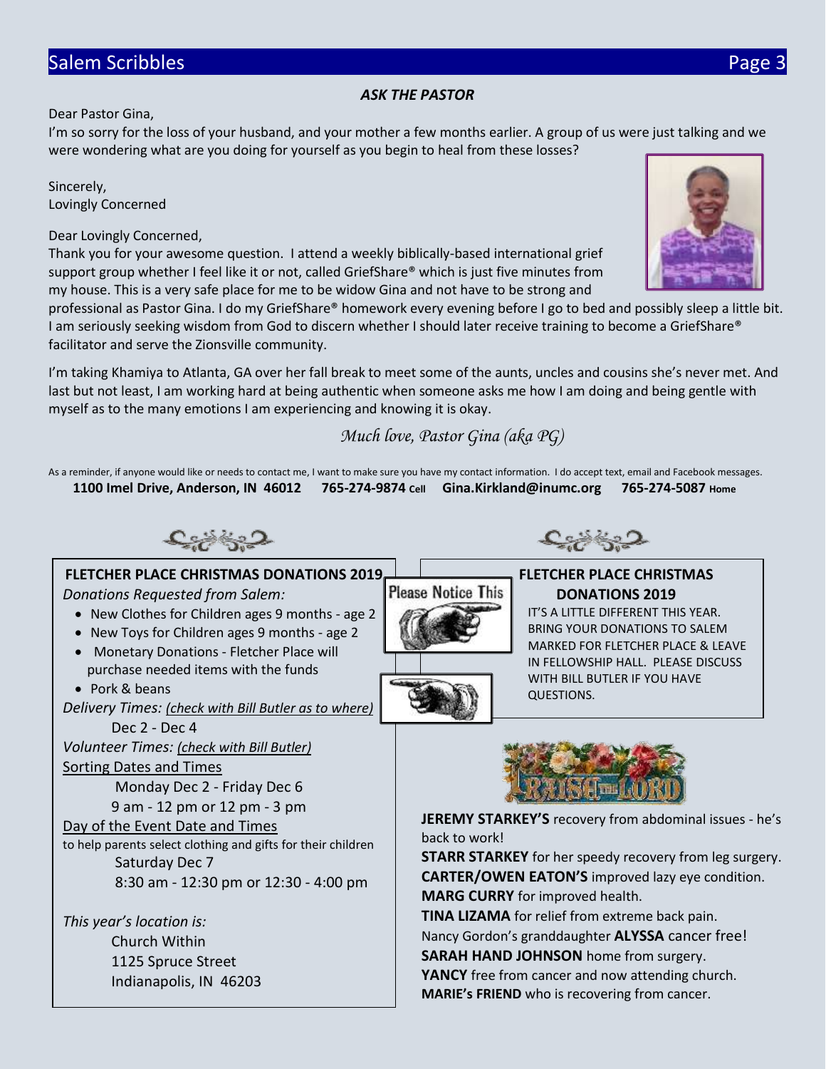## ASK THE PASTOR

Dear Pastor Gina,

I'm so sorry for the loss of your husband, and your mother a few months earlier. A group of us were just talking and we were wondering what are you doing for yourself as you begin to heal from these losses?

Sincerely,
Lovingly Concerned

Dear Lovingly Concerned,

Thank you for your awesome question. I attend a weekly biblically-based international grief support group whether I feel like it or not, called GriefShare® which is just five minutes from my house. This is a very safe place for me to be widow Gina and not have to be strong and professional as Pastor Gina. I do my GriefShare® homework every evening before I go to bed and possibly sleep a little bit. I am seriously seeking wisdom from God to discern whether I should later receive training to become a GriefShare® facilitator and serve the Zionsville community.

I'm taking Khamiya to Atlanta, GA over her fall break to meet some of the aunts, uncles and cousins she's never met. And last but not least, I am working hard at being authentic when someone asks me how I am doing and being gentle with myself as to the many emotions I am experiencing and knowing it is okay.

*Much love, Pastor Gina (aka PG)*

As a reminder, if anyone would like or needs to contact me, I want to make sure you have my contact information. I do accept text, email and Facebook messages.

**1100 Imel Drive, Anderson, IN 46012** **765-274-9874** Cell **Gina.Kirkland@inumc.org** **765-274-5087** Home

### FLETCHER PLACE CHRISTMAS DONATIONS 2019

*Donations Requested from Salem:*

- New Clothes for Children ages 9 months - age 2
- New Toys for Children ages 9 months - age 2
- Monetary Donations - Fletcher Place will purchase needed items with the funds
- Pork & beans

*Delivery Times:* *(check with Bill Butler as to where)*

Dec 2 - Dec 4

*Volunteer Times:* *(check with Bill Butler)*

Sorting Dates and Times

Monday Dec 2 - Friday Dec 6

9 am - 12 pm or 12 pm - 3 pm

Day of the Event Date and Times

to help parents select clothing and gifts for their children

Saturday Dec 7

8:30 am - 12:30 pm or 12:30 - 4:00 pm

*This year's location is:*

Church Within
1125 Spruce Street
Indianapolis, IN 46203

Please Notice This

### FLETCHER PLACE CHRISTMAS DONATIONS 2019

IT'S A LITTLE DIFFERENT THIS YEAR. BRING YOUR DONATIONS TO SALEM MARKED FOR FLETCHER PLACE & LEAVE IN FELLOWSHIP HALL. PLEASE DISCUSS WITH BILL BUTLER IF YOU HAVE QUESTIONS.

### PRAISE THE LORD

**JEREMY STARKEY'S** recovery from abdominal issues - he's back to work!
**STARR STARKEY** for her speedy recovery from leg surgery.
**CARTER/OWEN EATON'S** improved lazy eye condition.
**MARG CURRY** for improved health.
**TINA LIZAMA** for relief from extreme back pain.
Nancy Gordon's granddaughter **ALYSSA** cancer free!
**SARAH HAND JOHNSON** home from surgery.
**YANCY** free from cancer and now attending church.
**MARIE's FRIEND** who is recovering from cancer.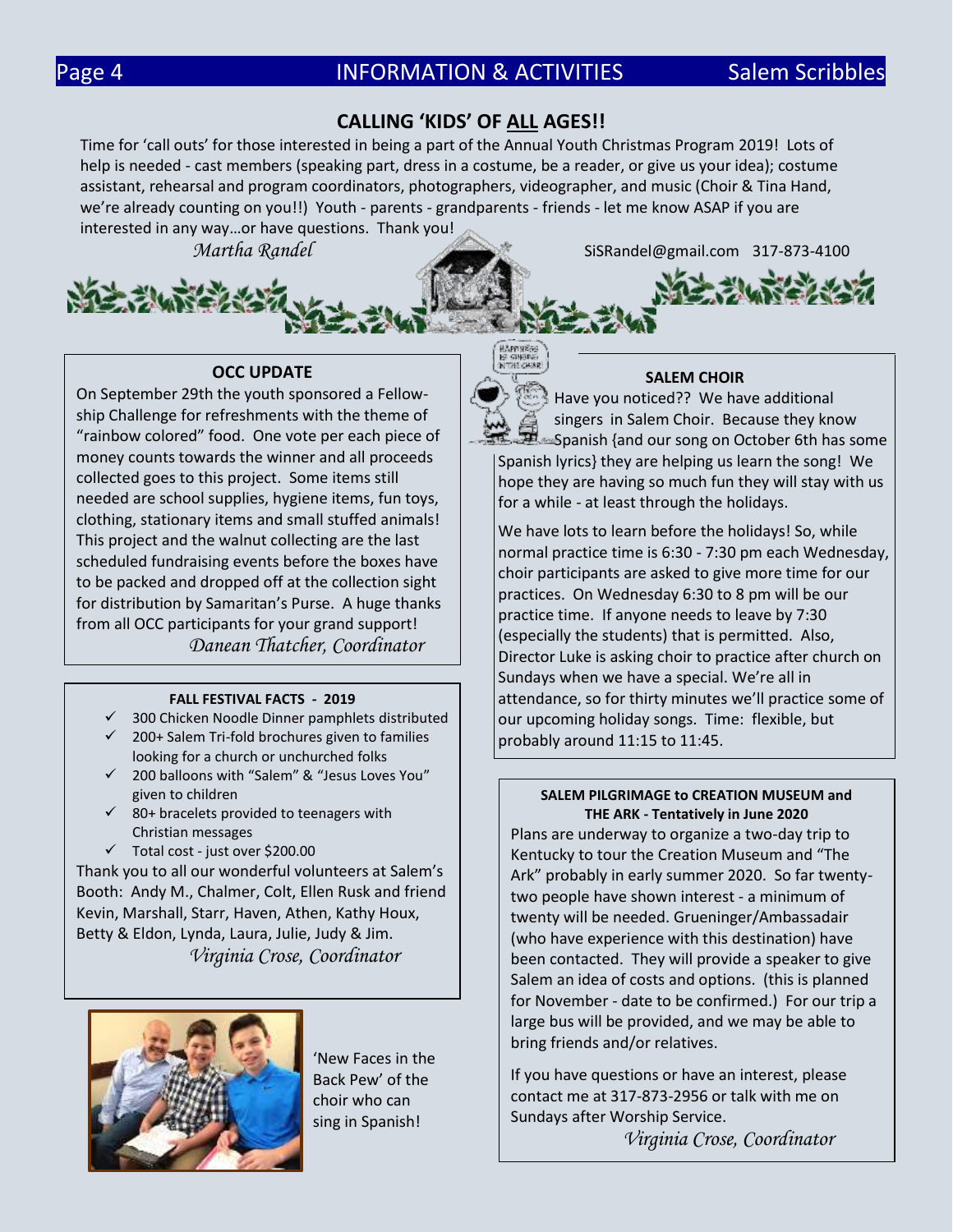## CALLING 'KIDS' OF ALL AGES!!

Time for 'call outs' for those interested in being a part of the Annual Youth Christmas Program 2019! Lots of help is needed - cast members (speaking part, dress in a costume, be a reader, or give us your idea); costume assistant, rehearsal and program coordinators, photographers, videographer, and music (Choir & Tina Hand, we're already counting on you!!) Youth - parents - grandparents - friends - let me know ASAP if you are interested in any way…or have questions. Thank you!

*Martha Randel* SiSRandel@gmail.com 317-873-4100

### OCC UPDATE

On September 29th the youth sponsored a Fellowship Challenge for refreshments with the theme of "rainbow colored" food. One vote per each piece of money counts towards the winner and all proceeds collected goes to this project. Some items still needed are school supplies, hygiene items, fun toys, clothing, stationary items and small stuffed animals! This project and the walnut collecting are the last scheduled fundraising events before the boxes have to be packed and dropped off at the collection sight for distribution by Samaritan's Purse. A huge thanks from all OCC participants for your grand support!

*Danean Thatcher, Coordinator*

### FALL FESTIVAL FACTS - 2019

- ✓ 300 Chicken Noodle Dinner pamphlets distributed
- ✓ 200+ Salem Tri-fold brochures given to families looking for a church or unchurched folks
- ✓ 200 balloons with "Salem" & "Jesus Loves You" given to children
- ✓ 80+ bracelets provided to teenagers with Christian messages
- ✓ Total cost - just over $200.00

Thank you to all our wonderful volunteers at Salem's Booth: Andy M., Chalmer, Colt, Ellen Rusk and friend Kevin, Marshall, Starr, Haven, Athen, Kathy Houx, Betty & Eldon, Lynda, Laura, Julie, Judy & Jim.

*Virginia Crose, Coordinator*

'New Faces in the Back Pew' of the choir who can sing in Spanish!

### SALEM CHOIR

Have you noticed?? We have additional singers in Salem Choir. Because they know Spanish {and our song on October 6th has some Spanish lyrics} they are helping us learn the song! We hope they are having so much fun they will stay with us for a while - at least through the holidays.

We have lots to learn before the holidays! So, while normal practice time is 6:30 - 7:30 pm each Wednesday, choir participants are asked to give more time for our practices. On Wednesday 6:30 to 8 pm will be our practice time. If anyone needs to leave by 7:30 (especially the students) that is permitted. Also, Director Luke is asking choir to practice after church on Sundays when we have a special. We're all in attendance, so for thirty minutes we'll practice some of our upcoming holiday songs. Time: flexible, but probably around 11:15 to 11:45.

### SALEM PILGRIMAGE to CREATION MUSEUM and THE ARK - Tentatively in June 2020

Plans are underway to organize a two-day trip to Kentucky to tour the Creation Museum and "The Ark" probably in early summer 2020. So far twenty-two people have shown interest - a minimum of twenty will be needed. Grueninger/Ambassadair (who have experience with this destination) have been contacted. They will provide a speaker to give Salem an idea of costs and options. (this is planned for November - date to be confirmed.) For our trip a large bus will be provided, and we may be able to bring friends and/or relatives.

If you have questions or have an interest, please contact me at 317-873-2956 or talk with me on Sundays after Worship Service.

*Virginia Crose, Coordinator*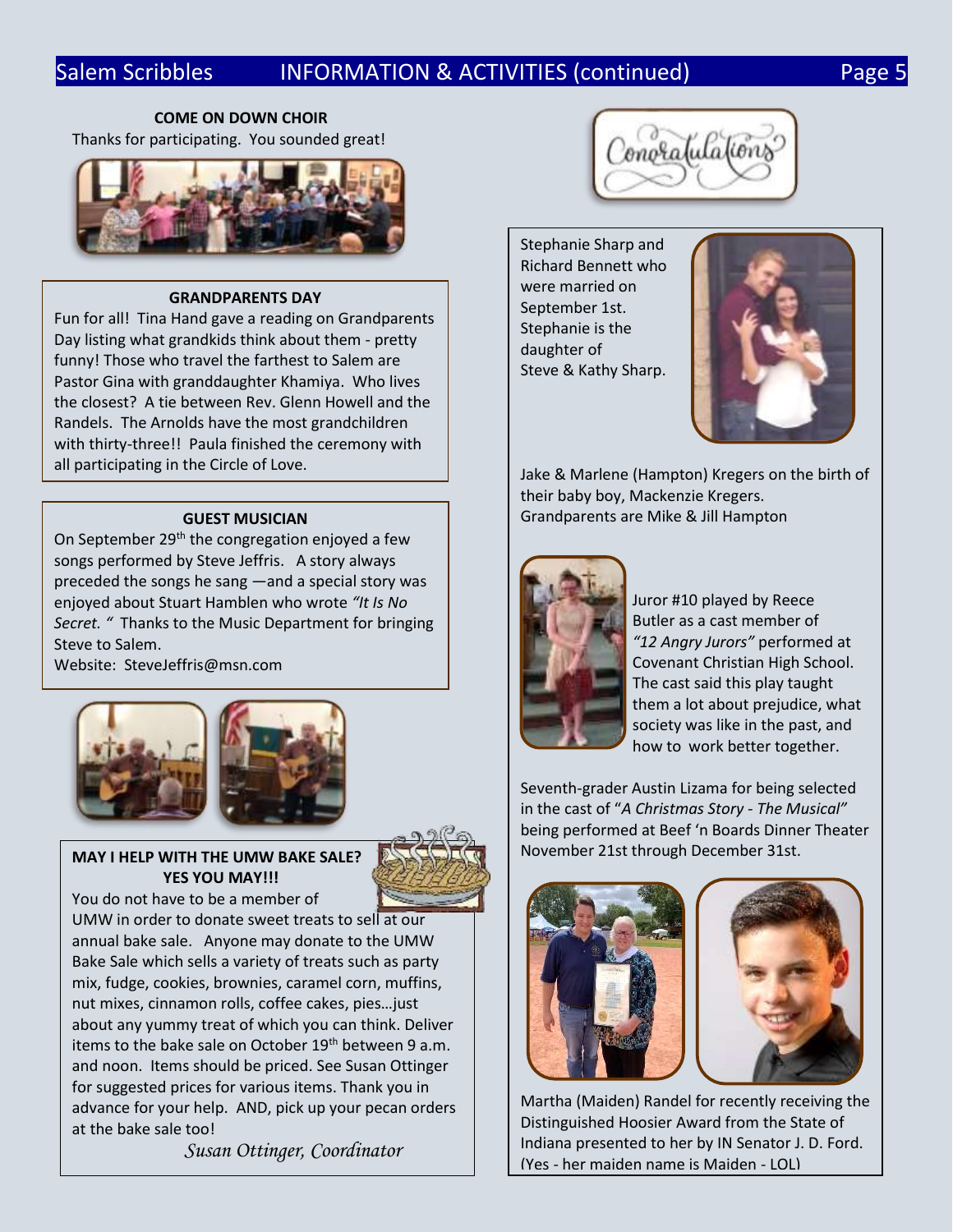## COME ON DOWN CHOIR

Thanks for participating. You sounded great!

## GRANDPARENTS DAY

Fun for all! Tina Hand gave a reading on Grandparents Day listing what grandkids think about them - pretty funny! Those who travel the farthest to Salem are Pastor Gina with granddaughter Khamiya. Who lives the closest? A tie between Rev. Glenn Howell and the Randels. The Arnolds have the most grandchildren with thirty-three!! Paula finished the ceremony with all participating in the Circle of Love.

## GUEST MUSICIAN

On September 29th the congregation enjoyed a few songs performed by Steve Jeffris. A story always preceded the songs he sang —and a special story was enjoyed about Stuart Hamblen who wrote *"It Is No Secret."* Thanks to the Music Department for bringing Steve to Salem.

Website: SteveJeffris@msn.com

## MAY I HELP WITH THE UMW BAKE SALE? YES YOU MAY!!!

You do not have to be a member of UMW in order to donate sweet treats to sell at our annual bake sale. Anyone may donate to the UMW Bake Sale which sells a variety of treats such as party mix, fudge, cookies, brownies, caramel corn, muffins, nut mixes, cinnamon rolls, coffee cakes, pies…just about any yummy treat of which you can think. Deliver items to the bake sale on October 19th between 9 a.m. and noon. Items should be priced. See Susan Ottinger for suggested prices for various items. Thank you in advance for your help. AND, pick up your pecan orders at the bake sale too!

*Susan Ottinger, Coordinator*

## Congratulations

Stephanie Sharp and Richard Bennett who were married on September 1st. Stephanie is the daughter of Steve & Kathy Sharp.

Jake & Marlene (Hampton) Kregers on the birth of their baby boy, Mackenzie Kregers. Grandparents are Mike & Jill Hampton

Juror #10 played by Reece Butler as a cast member of *"12 Angry Jurors"* performed at Covenant Christian High School. The cast said this play taught them a lot about prejudice, what society was like in the past, and how to work better together.

Seventh-grader Austin Lizama for being selected in the cast of "*A Christmas Story - The Musical"* being performed at Beef 'n Boards Dinner Theater November 21st through December 31st.

Martha (Maiden) Randel for recently receiving the Distinguished Hoosier Award from the State of Indiana presented to her by IN Senator J. D. Ford. (Yes - her maiden name is Maiden - LOL)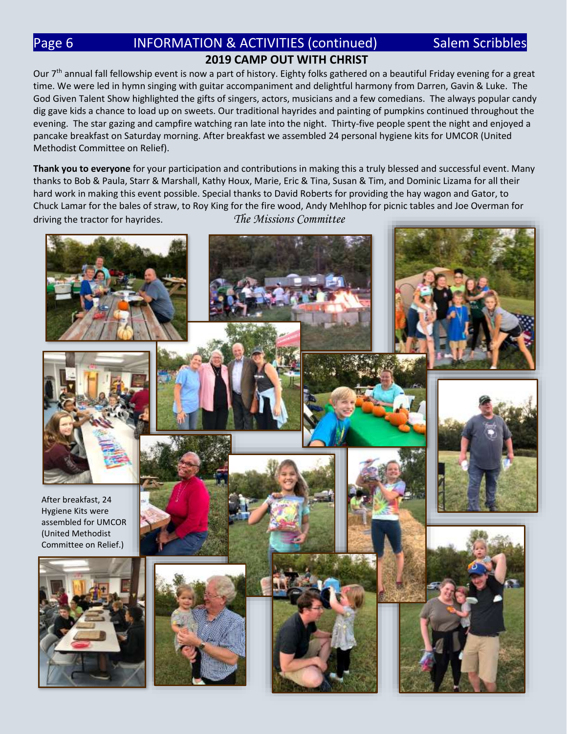## 2019 CAMP OUT WITH CHRIST

Our 7th annual fall fellowship event is now a part of history. Eighty folks gathered on a beautiful Friday evening for a great time. We were led in hymn singing with guitar accompaniment and delightful harmony from Darren, Gavin & Luke. The God Given Talent Show highlighted the gifts of singers, actors, musicians and a few comedians. The always popular candy dig gave kids a chance to load up on sweets. Our traditional hayrides and painting of pumpkins continued throughout the evening. The star gazing and campfire watching ran late into the night. Thirty-five people spent the night and enjoyed a pancake breakfast on Saturday morning. After breakfast we assembled 24 personal hygiene kits for UMCOR (United Methodist Committee on Relief).

**Thank you to everyone** for your participation and contributions in making this a truly blessed and successful event. Many thanks to Bob & Paula, Starr & Marshall, Kathy Houx, Marie, Eric & Tina, Susan & Tim, and Dominic Lizama for all their hard work in making this event possible. Special thanks to David Roberts for providing the hay wagon and Gator, to Chuck Lamar for the bales of straw, to Roy King for the fire wood, Andy Mehlhop for picnic tables and Joe Overman for driving the tractor for hayrides.

*The Missions Committee*

After breakfast, 24 Hygiene Kits were assembled for UMCOR (United Methodist Committee on Relief.)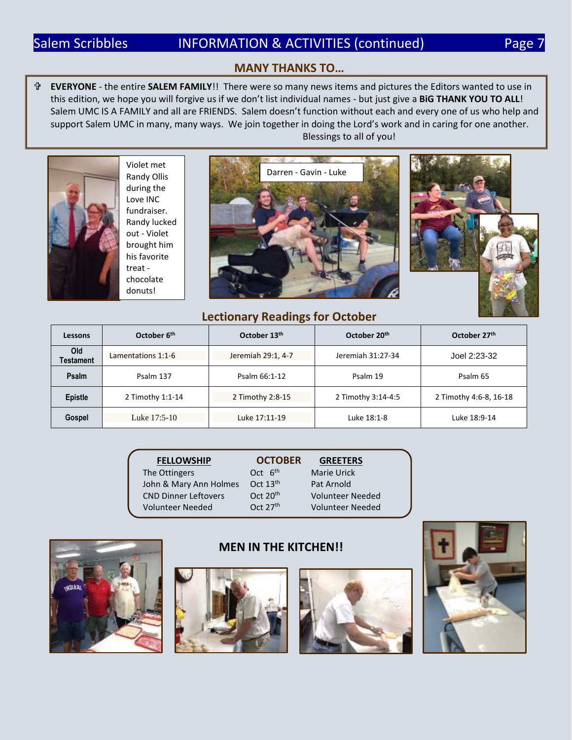## MANY THANKS TO…

✞ **EVERYONE** - the entire **SALEM FAMILY**!! There were so many news items and pictures the Editors wanted to use in this edition, we hope you will forgive us if we don't list individual names - but just give a **BiG THANK YOU TO ALL**! Salem UMC IS A FAMILY and all are FRIENDS. Salem doesn't function without each and every one of us who help and support Salem UMC in many, many ways. We join together in doing the Lord's work and in caring for one another. Blessings to all of you!

Violet met Randy Ollis during the Love INC fundraiser. Randy lucked out - Violet brought him his favorite treat - chocolate donuts!

Darren - Gavin - Luke

## Lectionary Readings for October

| Lessons | October 6th | October 13th | October 20th | October 27th |
|---|---|---|---|---|
| Old Testament | Lamentations 1:1-6 | Jeremiah 29:1, 4-7 | Jeremiah 31:27-34 | Joel 2:23-32 |
| Psalm | Psalm 137 | Psalm 66:1-12 | Psalm 19 | Psalm 65 |
| Epistle | 2 Timothy 1:1-14 | 2 Timothy 2:8-15 | 2 Timothy 3:14-4:5 | 2 Timothy 4:6-8, 16-18 |
| Gospel | Luke 17:5-10 | Luke 17:11-19 | Luke 18:1-8 | Luke 18:9-14 |

| FELLOWSHIP | OCTOBER | GREETERS |
|---|---|---|
| The Ottingers | Oct 6th | Marie Urick |
| John & Mary Ann Holmes | Oct 13th | Pat Arnold |
| CND Dinner Leftovers | Oct 20th | Volunteer Needed |
| Volunteer Needed | Oct 27th | Volunteer Needed |

## MEN IN THE KITCHEN!!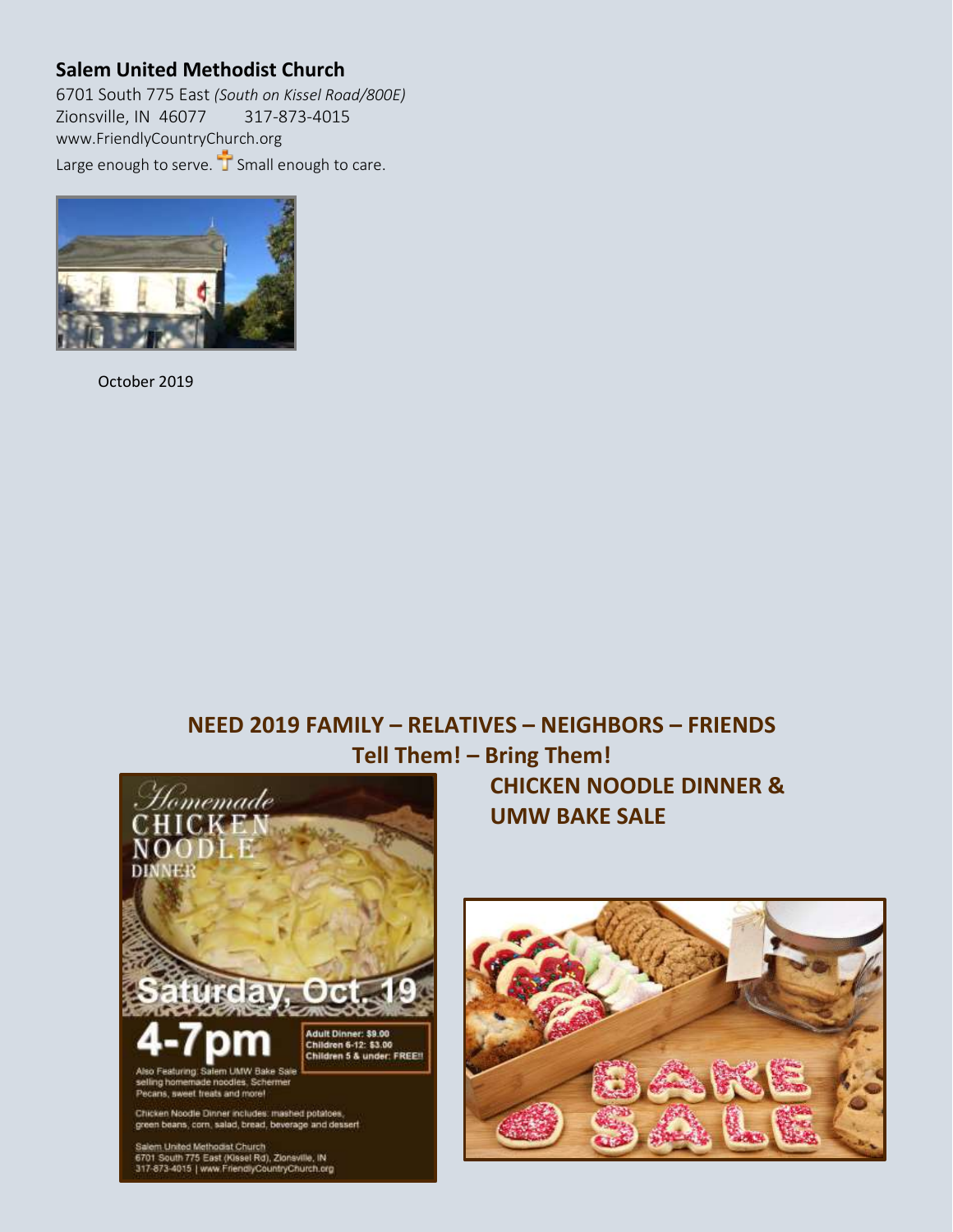**Salem United Methodist Church**

6701 South 775 East *(South on Kissel Road/800E)*

Zionsville, IN 46077 317-873-4015

www.FriendlyCountryChurch.org

Large enough to serve. Small enough to care.

October 2019

**NEED 2019 FAMILY – RELATIVES – NEIGHBORS – FRIENDS**

**Tell Them! – Bring Them!**

**CHICKEN NOODLE DINNER &**

**UMW BAKE SALE**

Homemade CHICKEN NOODLE DINNER

Saturday, Oct. 19

4-7pm

Adult Dinner: $9.00
Children 6-12: $3.00
Children 5 & under: FREE!!

Also Featuring: Salem UMW Bake Sale selling homemade noodles, Schermer Pecans, sweet treats and more!

Chicken Noodle Dinner includes: mashed potatoes, green beans, corn, salad, bread, beverage and dessert

Salem United Methodist Church
6701 South 775 East (Kissel Rd), Zionsville, IN
317-873-4015 | www.FriendlyCountryChurch.org

BAKE SALE